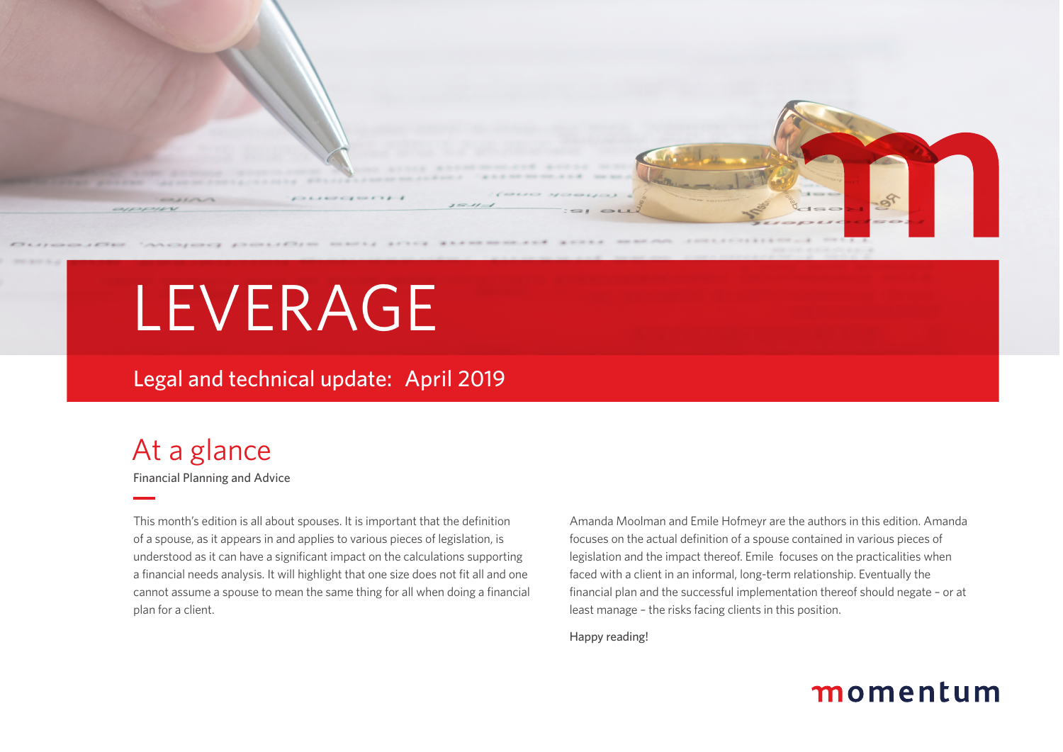# LEVERAGE

## Legal and technical update: April 2019

## At a glance

Financial Planning and Advice

This month's edition is all about spouses. It is important that the definition of a spouse, as it appears in and applies to various pieces of legislation, is understood as it can have a significant impact on the calculations supporting a financial needs analysis. It will highlight that one size does not fit all and one cannot assume a spouse to mean the same thing for all when doing a financial plan for a client.

Amanda Moolman and Emile Hofmeyr are the authors in this edition. Amanda focuses on the actual definition of a spouse contained in various pieces of legislation and the impact thereof. Emile focuses on the practicalities when faced with a client in an informal, long-term relationship. Eventually the financial plan and the successful implementation thereof should negate – or at least manage – the risks facing clients in this position.

Happy reading!

momentum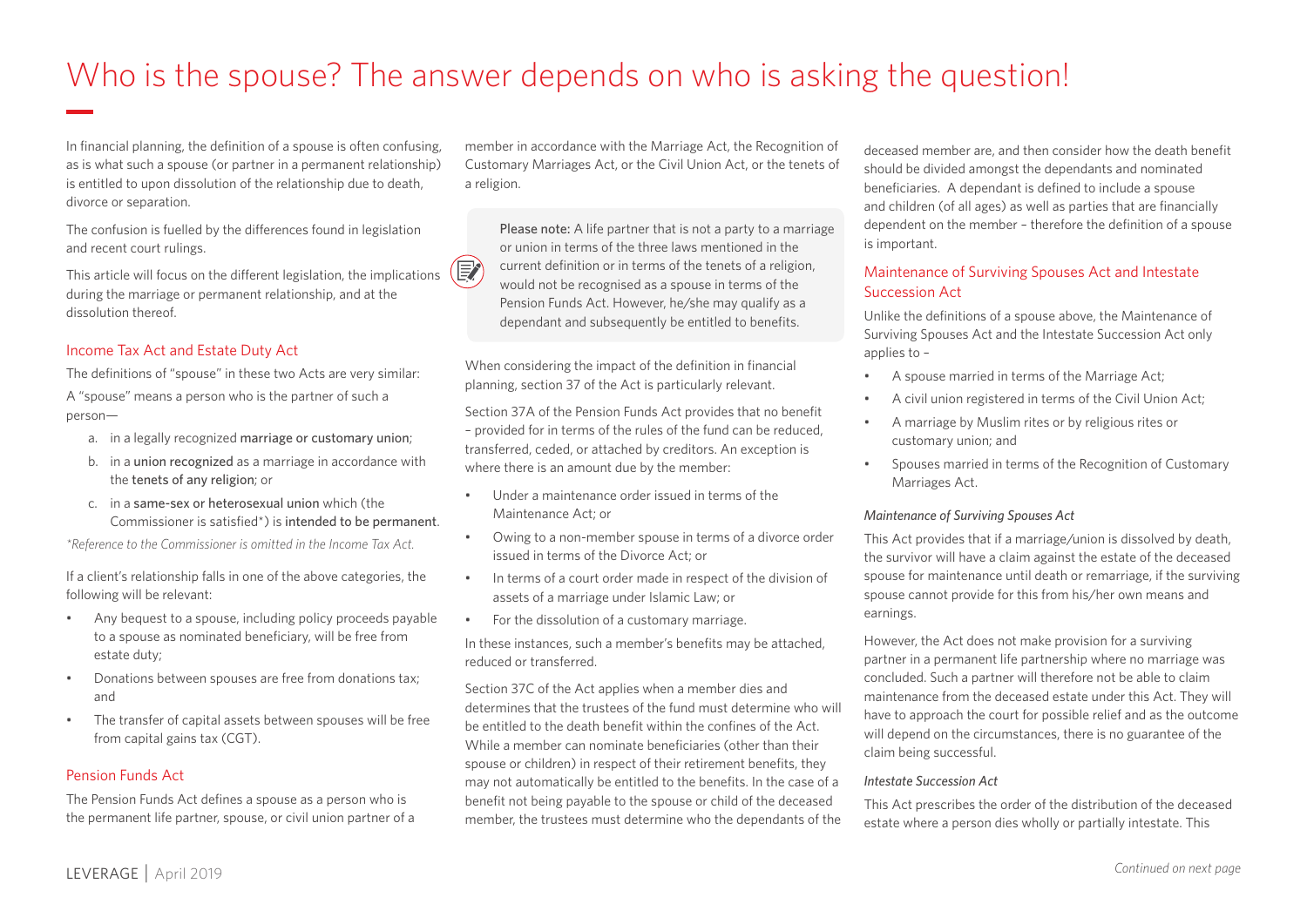# Who is the spouse? The answer depends on who is asking the question!

In financial planning, the definition of a spouse is often confusing, as is what such a spouse (or partner in a permanent relationship) is entitled to upon dissolution of the relationship due to death, divorce or separation.

The confusion is fuelled by the differences found in legislation and recent court rulings.

This article will focus on the different legislation, the implications during the marriage or permanent relationship, and at the dissolution thereof.

## Income Tax Act and Estate Duty Act

The definitions of "spouse" in these two Acts are very similar:

A "spouse" means a person who is the partner of such a person—

a. in a legally recognized **marriage or customary union**;
b. in a **union recognized** as a marriage in accordance with the **tenets of any religion**; or
c. in a **same-sex or heterosexual union** which (the Commissioner is satisfied*) is **intended to be permanent**.

*\*Reference to the Commissioner is omitted in the Income Tax Act.*

If a client's relationship falls in one of the above categories, the following will be relevant:

- Any bequest to a spouse, including policy proceeds payable to a spouse as nominated beneficiary, will be free from estate duty;
- Donations between spouses are free from donations tax; and
- The transfer of capital assets between spouses will be free from capital gains tax (CGT).

## Pension Funds Act

The Pension Funds Act defines a spouse as a person who is the permanent life partner, spouse, or civil union partner of a member in accordance with the Marriage Act, the Recognition of Customary Marriages Act, or the Civil Union Act, or the tenets of a religion.

> **Please note:** A life partner that is not a party to a marriage or union in terms of the three laws mentioned in the current definition or in terms of the tenets of a religion, would not be recognised as a spouse in terms of the Pension Funds Act. However, he/she may qualify as a dependant and subsequently be entitled to benefits.

When considering the impact of the definition in financial planning, section 37 of the Act is particularly relevant.

Section 37A of the Pension Funds Act provides that no benefit – provided for in terms of the rules of the fund can be reduced, transferred, ceded, or attached by creditors. An exception is where there is an amount due by the member:

- Under a maintenance order issued in terms of the Maintenance Act; or
- Owing to a non-member spouse in terms of a divorce order issued in terms of the Divorce Act; or
- In terms of a court order made in respect of the division of assets of a marriage under Islamic Law; or
- For the dissolution of a customary marriage.

In these instances, such a member's benefits may be attached, reduced or transferred.

Section 37C of the Act applies when a member dies and determines that the trustees of the fund must determine who will be entitled to the death benefit within the confines of the Act. While a member can nominate beneficiaries (other than their spouse or children) in respect of their retirement benefits, they may not automatically be entitled to the benefits. In the case of a benefit not being payable to the spouse or child of the deceased member, the trustees must determine who the dependants of the deceased member are, and then consider how the death benefit should be divided amongst the dependants and nominated beneficiaries. A dependant is defined to include a spouse and children (of all ages) as well as parties that are financially dependent on the member – therefore the definition of a spouse is important.

## Maintenance of Surviving Spouses Act and Intestate Succession Act

Unlike the definitions of a spouse above, the Maintenance of Surviving Spouses Act and the Intestate Succession Act only applies to –

- A spouse married in terms of the Marriage Act;
- A civil union registered in terms of the Civil Union Act;
- A marriage by Muslim rites or by religious rites or customary union; and
- Spouses married in terms of the Recognition of Customary Marriages Act.

### *Maintenance of Surviving Spouses Act*

This Act provides that if a marriage/union is dissolved by death, the survivor will have a claim against the estate of the deceased spouse for maintenance until death or remarriage, if the surviving spouse cannot provide for this from his/her own means and earnings.

However, the Act does not make provision for a surviving partner in a permanent life partnership where no marriage was concluded. Such a partner will therefore not be able to claim maintenance from the deceased estate under this Act. They will have to approach the court for possible relief and as the outcome will depend on the circumstances, there is no guarantee of the claim being successful.

### *Intestate Succession Act*

This Act prescribes the order of the distribution of the deceased estate where a person dies wholly or partially intestate. This

*Continued on next page*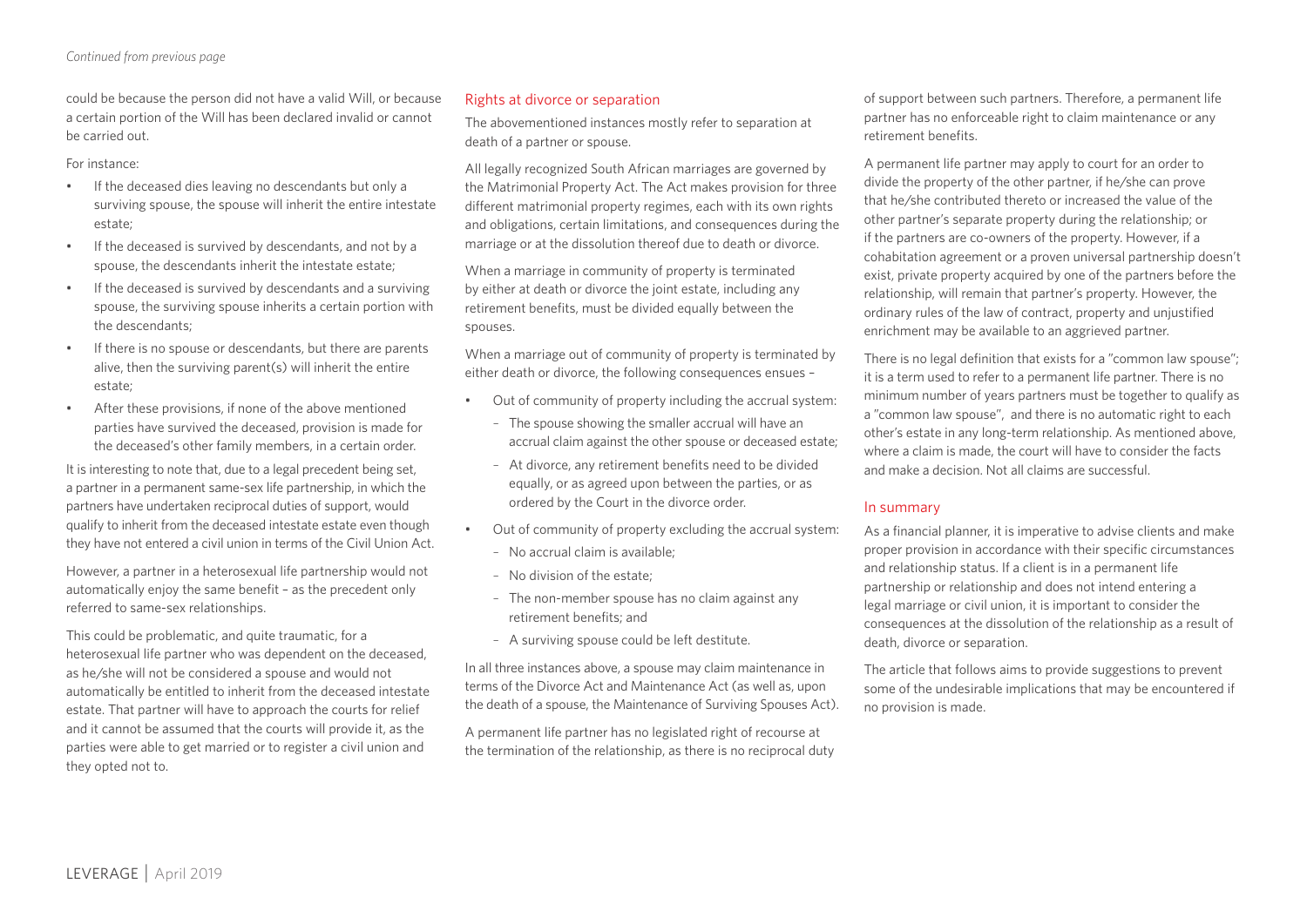*Continued from previous page*

could be because the person did not have a valid Will, or because a certain portion of the Will has been declared invalid or cannot be carried out.

For instance:

- If the deceased dies leaving no descendants but only a surviving spouse, the spouse will inherit the entire intestate estate;
- If the deceased is survived by descendants, and not by a spouse, the descendants inherit the intestate estate;
- If the deceased is survived by descendants and a surviving spouse, the surviving spouse inherits a certain portion with the descendants;
- If there is no spouse or descendants, but there are parents alive, then the surviving parent(s) will inherit the entire estate;
- After these provisions, if none of the above mentioned parties have survived the deceased, provision is made for the deceased's other family members, in a certain order.

It is interesting to note that, due to a legal precedent being set, a partner in a permanent same-sex life partnership, in which the partners have undertaken reciprocal duties of support, would qualify to inherit from the deceased intestate estate even though they have not entered a civil union in terms of the Civil Union Act.

However, a partner in a heterosexual life partnership would not automatically enjoy the same benefit – as the precedent only referred to same-sex relationships.

This could be problematic, and quite traumatic, for a heterosexual life partner who was dependent on the deceased, as he/she will not be considered a spouse and would not automatically be entitled to inherit from the deceased intestate estate. That partner will have to approach the courts for relief and it cannot be assumed that the courts will provide it, as the parties were able to get married or to register a civil union and they opted not to.

## Rights at divorce or separation

The abovementioned instances mostly refer to separation at death of a partner or spouse.

All legally recognized South African marriages are governed by the Matrimonial Property Act. The Act makes provision for three different matrimonial property regimes, each with its own rights and obligations, certain limitations, and consequences during the marriage or at the dissolution thereof due to death or divorce.

When a marriage in community of property is terminated by either at death or divorce the joint estate, including any retirement benefits, must be divided equally between the spouses.

When a marriage out of community of property is terminated by either death or divorce, the following consequences ensues –

- Out of community of property including the accrual system:
  - The spouse showing the smaller accrual will have an accrual claim against the other spouse or deceased estate;
  - At divorce, any retirement benefits need to be divided equally, or as agreed upon between the parties, or as ordered by the Court in the divorce order.
- Out of community of property excluding the accrual system:
  - No accrual claim is available;
  - No division of the estate;
  - The non-member spouse has no claim against any retirement benefits; and
  - A surviving spouse could be left destitute.

In all three instances above, a spouse may claim maintenance in terms of the Divorce Act and Maintenance Act (as well as, upon the death of a spouse, the Maintenance of Surviving Spouses Act).

A permanent life partner has no legislated right of recourse at the termination of the relationship, as there is no reciprocal duty of support between such partners. Therefore, a permanent life partner has no enforceable right to claim maintenance or any retirement benefits.

A permanent life partner may apply to court for an order to divide the property of the other partner, if he/she can prove that he/she contributed thereto or increased the value of the other partner's separate property during the relationship; or if the partners are co-owners of the property. However, if a cohabitation agreement or a proven universal partnership doesn't exist, private property acquired by one of the partners before the relationship, will remain that partner's property. However, the ordinary rules of the law of contract, property and unjustified enrichment may be available to an aggrieved partner.

There is no legal definition that exists for a "common law spouse"; it is a term used to refer to a permanent life partner. There is no minimum number of years partners must be together to qualify as a "common law spouse", and there is no automatic right to each other's estate in any long-term relationship. As mentioned above, where a claim is made, the court will have to consider the facts and make a decision. Not all claims are successful.

## In summary

As a financial planner, it is imperative to advise clients and make proper provision in accordance with their specific circumstances and relationship status. If a client is in a permanent life partnership or relationship and does not intend entering a legal marriage or civil union, it is important to consider the consequences at the dissolution of the relationship as a result of death, divorce or separation.

The article that follows aims to provide suggestions to prevent some of the undesirable implications that may be encountered if no provision is made.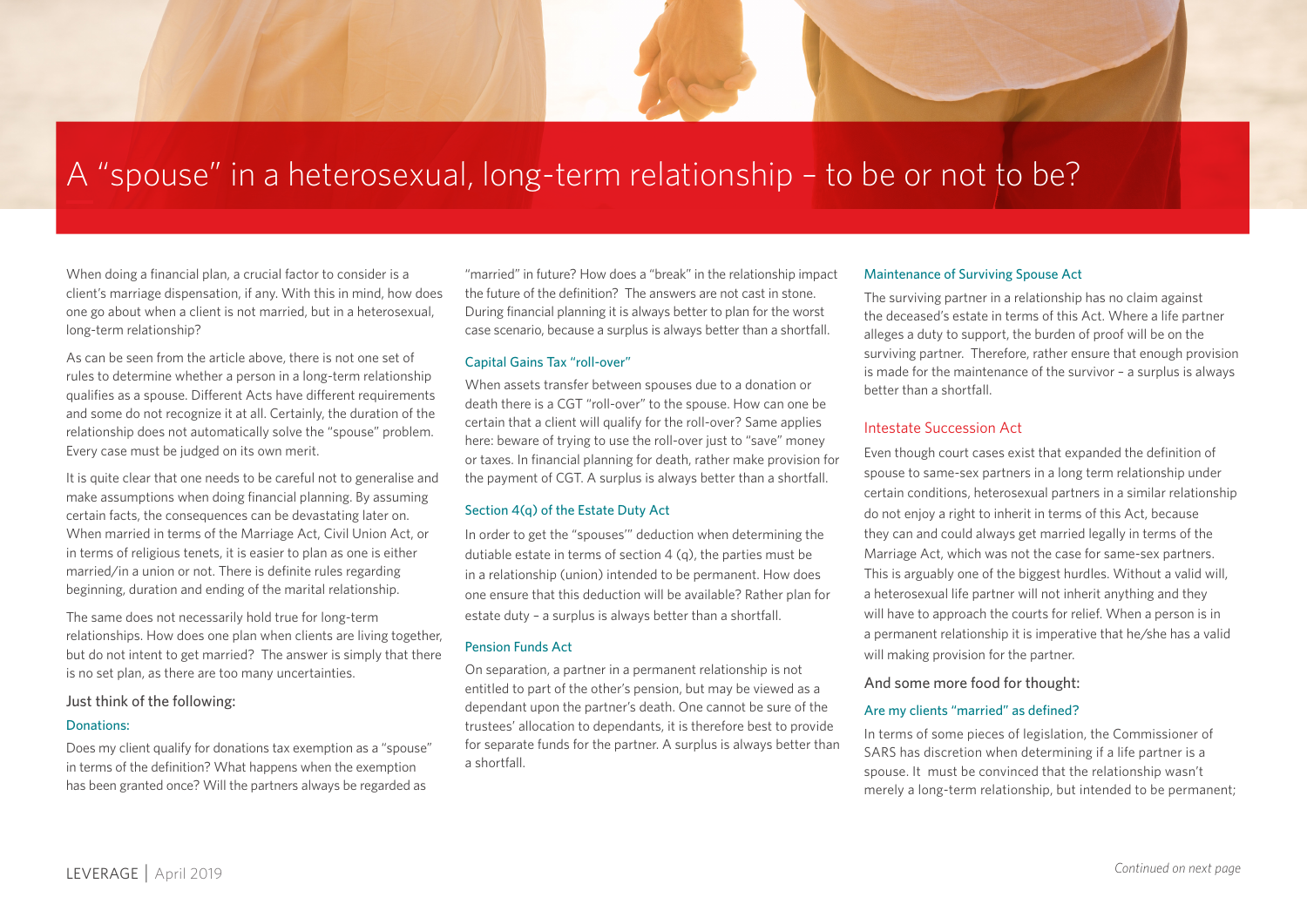# A "spouse" in a heterosexual, long-term relationship – to be or not to be?

When doing a financial plan, a crucial factor to consider is a client's marriage dispensation, if any. With this in mind, how does one go about when a client is not married, but in a heterosexual, long-term relationship?

As can be seen from the article above, there is not one set of rules to determine whether a person in a long-term relationship qualifies as a spouse. Different Acts have different requirements and some do not recognize it at all. Certainly, the duration of the relationship does not automatically solve the "spouse" problem. Every case must be judged on its own merit.

It is quite clear that one needs to be careful not to generalise and make assumptions when doing financial planning. By assuming certain facts, the consequences can be devastating later on. When married in terms of the Marriage Act, Civil Union Act, or in terms of religious tenets, it is easier to plan as one is either married/in a union or not. There is definite rules regarding beginning, duration and ending of the marital relationship.

The same does not necessarily hold true for long-term relationships. How does one plan when clients are living together, but do not intent to get married? The answer is simply that there is no set plan, as there are too many uncertainties.

### Just think of the following:

#### Donations:

Does my client qualify for donations tax exemption as a "spouse" in terms of the definition? What happens when the exemption has been granted once? Will the partners always be regarded as "married" in future? How does a "break" in the relationship impact the future of the definition? The answers are not cast in stone. During financial planning it is always better to plan for the worst case scenario, because a surplus is always better than a shortfall.

#### Capital Gains Tax "roll-over"

When assets transfer between spouses due to a donation or death there is a CGT "roll-over" to the spouse. How can one be certain that a client will qualify for the roll-over? Same applies here: beware of trying to use the roll-over just to "save" money or taxes. In financial planning for death, rather make provision for the payment of CGT. A surplus is always better than a shortfall.

#### Section 4(q) of the Estate Duty Act

In order to get the "spouses'" deduction when determining the dutiable estate in terms of section 4 (q), the parties must be in a relationship (union) intended to be permanent. How does one ensure that this deduction will be available? Rather plan for estate duty – a surplus is always better than a shortfall.

#### Pension Funds Act

On separation, a partner in a permanent relationship is not entitled to part of the other's pension, but may be viewed as a dependant upon the partner's death. One cannot be sure of the trustees' allocation to dependants, it is therefore best to provide for separate funds for the partner. A surplus is always better than a shortfall.

#### Maintenance of Surviving Spouse Act

The surviving partner in a relationship has no claim against the deceased's estate in terms of this Act. Where a life partner alleges a duty to support, the burden of proof will be on the surviving partner. Therefore, rather ensure that enough provision is made for the maintenance of the survivor – a surplus is always better than a shortfall.

#### Intestate Succession Act

Even though court cases exist that expanded the definition of spouse to same-sex partners in a long term relationship under certain conditions, heterosexual partners in a similar relationship do not enjoy a right to inherit in terms of this Act, because they can and could always get married legally in terms of the Marriage Act, which was not the case for same-sex partners. This is arguably one of the biggest hurdles. Without a valid will, a heterosexual life partner will not inherit anything and they will have to approach the courts for relief. When a person is in a permanent relationship it is imperative that he/she has a valid will making provision for the partner.

### And some more food for thought:

#### Are my clients "married" as defined?

In terms of some pieces of legislation, the Commissioner of SARS has discretion when determining if a life partner is a spouse. It must be convinced that the relationship wasn't merely a long-term relationship, but intended to be permanent;

*Continued on next page*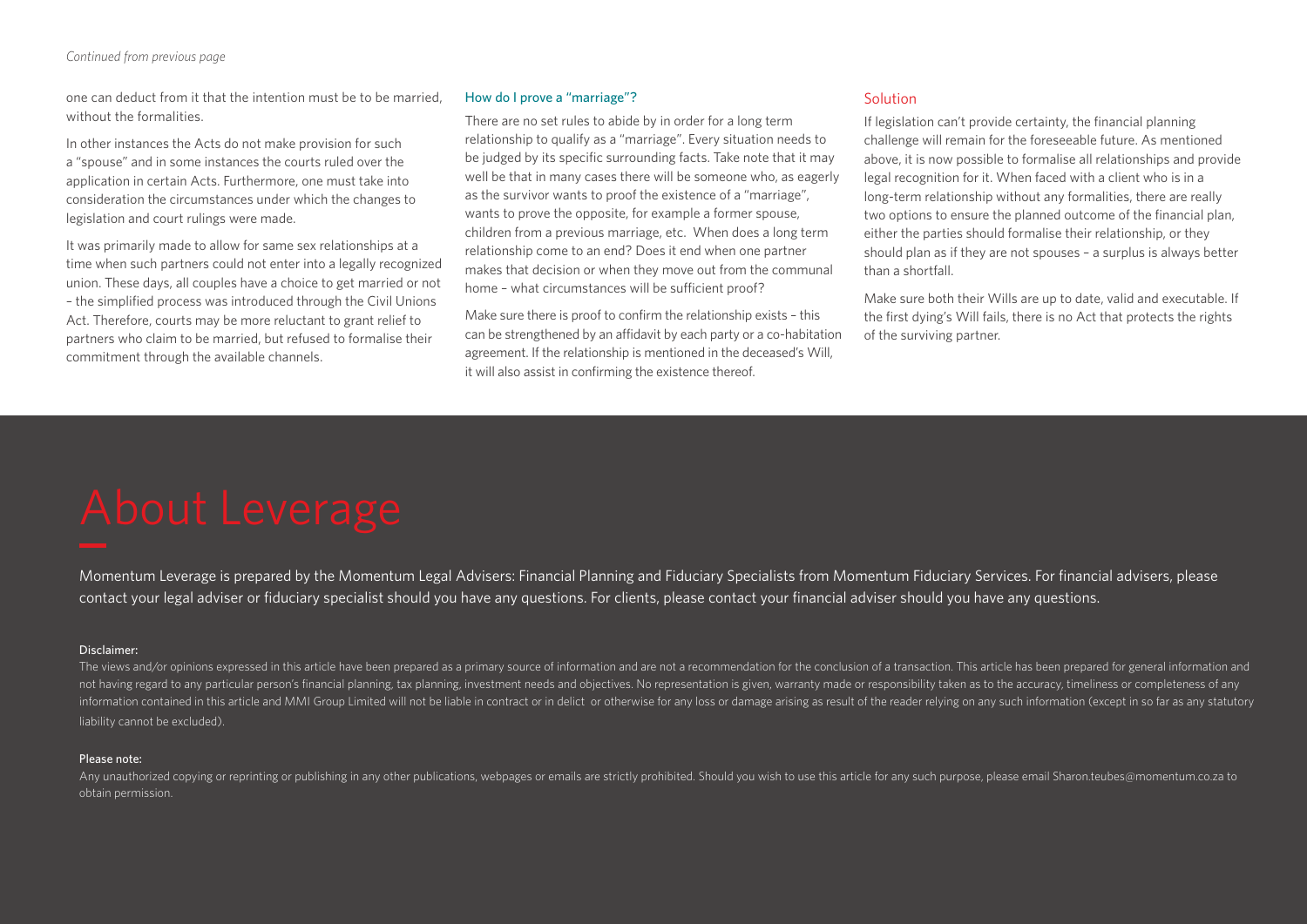*Continued from previous page*

one can deduct from it that the intention must be to be married, without the formalities.

In other instances the Acts do not make provision for such a "spouse" and in some instances the courts ruled over the application in certain Acts. Furthermore, one must take into consideration the circumstances under which the changes to legislation and court rulings were made.

It was primarily made to allow for same sex relationships at a time when such partners could not enter into a legally recognized union. These days, all couples have a choice to get married or not – the simplified process was introduced through the Civil Unions Act. Therefore, courts may be more reluctant to grant relief to partners who claim to be married, but refused to formalise their commitment through the available channels.

### How do I prove a "marriage"?

There are no set rules to abide by in order for a long term relationship to qualify as a "marriage". Every situation needs to be judged by its specific surrounding facts. Take note that it may well be that in many cases there will be someone who, as eagerly as the survivor wants to proof the existence of a "marriage", wants to prove the opposite, for example a former spouse, children from a previous marriage, etc. When does a long term relationship come to an end? Does it end when one partner makes that decision or when they move out from the communal home – what circumstances will be sufficient proof?

Make sure there is proof to confirm the relationship exists – this can be strengthened by an affidavit by each party or a co-habitation agreement. If the relationship is mentioned in the deceased's Will, it will also assist in confirming the existence thereof.

### Solution

If legislation can't provide certainty, the financial planning challenge will remain for the foreseeable future. As mentioned above, it is now possible to formalise all relationships and provide legal recognition for it. When faced with a client who is in a long-term relationship without any formalities, there are really two options to ensure the planned outcome of the financial plan, either the parties should formalise their relationship, or they should plan as if they are not spouses – a surplus is always better than a shortfall.

Make sure both their Wills are up to date, valid and executable. If the first dying's Will fails, there is no Act that protects the rights of the surviving partner.

# About Leverage

Momentum Leverage is prepared by the Momentum Legal Advisers: Financial Planning and Fiduciary Specialists from Momentum Fiduciary Services. For financial advisers, please contact your legal adviser or fiduciary specialist should you have any questions. For clients, please contact your financial adviser should you have any questions.

**Disclaimer:**

The views and/or opinions expressed in this article have been prepared as a primary source of information and are not a recommendation for the conclusion of a transaction. This article has been prepared for general information and not having regard to any particular person's financial planning, tax planning, investment needs and objectives. No representation is given, warranty made or responsibility taken as to the accuracy, timeliness or completeness of any information contained in this article and MMI Group Limited will not be liable in contract or in delict or otherwise for any loss or damage arising as result of the reader relying on any such information (except in so far as any statutory liability cannot be excluded).

**Please note:**

Any unauthorized copying or reprinting or publishing in any other publications, webpages or emails are strictly prohibited. Should you wish to use this article for any such purpose, please email Sharon.teubes@momentum.co.za to obtain permission.